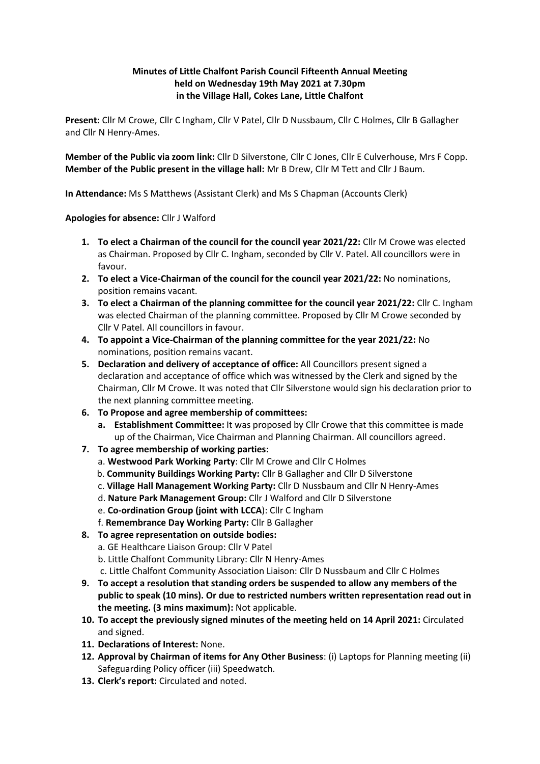**Minutes of Little Chalfont Parish Council Fifteenth Annual Meeting held on Wednesday 19th May 2021 at 7.30pm in the Village Hall, Cokes Lane, Little Chalfont**

**Present:** Cllr M Crowe, Cllr C Ingham, Cllr V Patel, Cllr D Nussbaum, Cllr C Holmes, Cllr B Gallagher and Cllr N Henry-Ames.

**Member of the Public via zoom link:** Cllr D Silverstone, Cllr C Jones, Cllr E Culverhouse, Mrs F Copp.
**Member of the Public present in the village hall:** Mr B Drew, Cllr M Tett and Cllr J Baum.

**In Attendance:** Ms S Matthews (Assistant Clerk) and Ms S Chapman (Accounts Clerk)

**Apologies for absence:** Cllr J Walford

1. **To elect a Chairman of the council for the council year 2021/22:** Cllr M Crowe was elected as Chairman. Proposed by Cllr C. Ingham, seconded by Cllr V. Patel. All councillors were in favour.
2. **To elect a Vice-Chairman of the council for the council year 2021/22:** No nominations, position remains vacant.
3. **To elect a Chairman of the planning committee for the council year 2021/22:** Cllr C. Ingham was elected Chairman of the planning committee. Proposed by Cllr M Crowe seconded by Cllr V Patel. All councillors in favour.
4. **To appoint a Vice-Chairman of the planning committee for the year 2021/22:** No nominations, position remains vacant.
5. **Declaration and delivery of acceptance of office:** All Councillors present signed a declaration and acceptance of office which was witnessed by the Clerk and signed by the Chairman, Cllr M Crowe. It was noted that Cllr Silverstone would sign his declaration prior to the next planning committee meeting.
6. **To Propose and agree membership of committees:**
   a. **Establishment Committee:** It was proposed by Cllr Crowe that this committee is made up of the Chairman, Vice Chairman and Planning Chairman. All councillors agreed.
7. **To agree membership of working parties:**
   a. **Westwood Park Working Party**: Cllr M Crowe and Cllr C Holmes
   b. **Community Buildings Working Party:** Cllr B Gallagher and Cllr D Silverstone
   c. **Village Hall Management Working Party:** Cllr D Nussbaum and Cllr N Henry-Ames
   d. **Nature Park Management Group:** Cllr J Walford and Cllr D Silverstone
   e. **Co-ordination Group (joint with LCCA**): Cllr C Ingham
   f. **Remembrance Day Working Party:** Cllr B Gallagher
8. **To agree representation on outside bodies:**
   a. GE Healthcare Liaison Group: Cllr V Patel
   b. Little Chalfont Community Library: Cllr N Henry-Ames
   c. Little Chalfont Community Association Liaison: Cllr D Nussbaum and Cllr C Holmes
9. **To accept a resolution that standing orders be suspended to allow any members of the public to speak (10 mins). Or due to restricted numbers written representation read out in the meeting. (3 mins maximum):** Not applicable.
10. **To accept the previously signed minutes of the meeting held on 14 April 2021:** Circulated and signed.
11. **Declarations of Interest:** None.
12. **Approval by Chairman of items for Any Other Business**: (i) Laptops for Planning meeting (ii) Safeguarding Policy officer (iii) Speedwatch.
13. **Clerk's report:** Circulated and noted.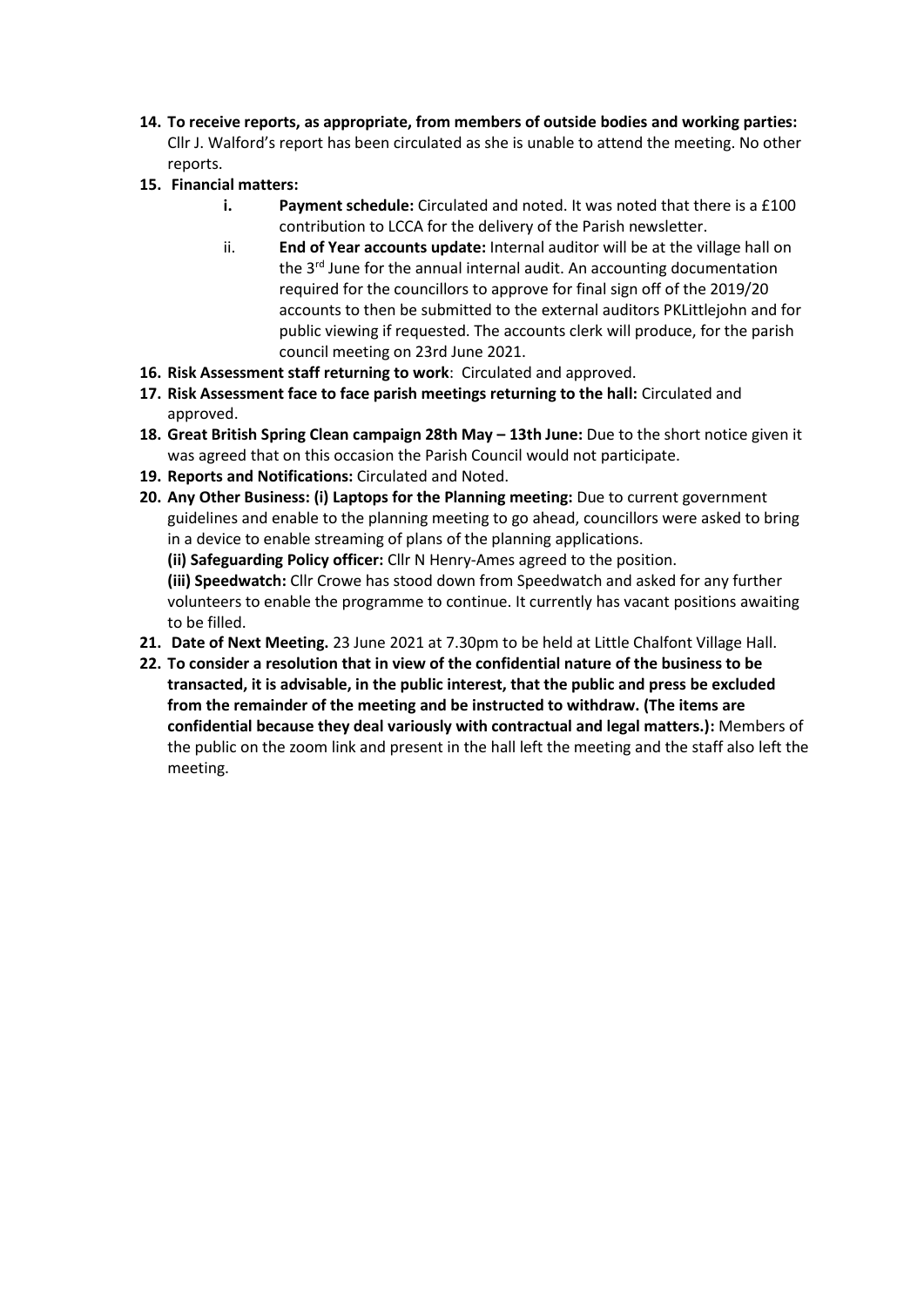14. **To receive reports, as appropriate, from members of outside bodies and working parties:** Cllr J. Walford's report has been circulated as she is unable to attend the meeting. No other reports.
15. **Financial matters:**
    - **i. Payment schedule:** Circulated and noted. It was noted that there is a £100 contribution to LCCA for the delivery of the Parish newsletter.
    - ii. **End of Year accounts update:** Internal auditor will be at the village hall on the 3rd June for the annual internal audit. An accounting documentation required for the councillors to approve for final sign off of the 2019/20 accounts to then be submitted to the external auditors PKLittlejohn and for public viewing if requested. The accounts clerk will produce, for the parish council meeting on 23rd June 2021.
16. **Risk Assessment staff returning to work**: Circulated and approved.
17. **Risk Assessment face to face parish meetings returning to the hall:** Circulated and approved.
18. **Great British Spring Clean campaign 28th May – 13th June:** Due to the short notice given it was agreed that on this occasion the Parish Council would not participate.
19. **Reports and Notifications:** Circulated and Noted.
20. **Any Other Business: (i) Laptops for the Planning meeting:** Due to current government guidelines and enable to the planning meeting to go ahead, councillors were asked to bring in a device to enable streaming of plans of the planning applications.
    **(ii) Safeguarding Policy officer:** Cllr N Henry-Ames agreed to the position.
    **(iii) Speedwatch:** Cllr Crowe has stood down from Speedwatch and asked for any further volunteers to enable the programme to continue. It currently has vacant positions awaiting to be filled.
21. **Date of Next Meeting.** 23 June 2021 at 7.30pm to be held at Little Chalfont Village Hall.
22. **To consider a resolution that in view of the confidential nature of the business to be transacted, it is advisable, in the public interest, that the public and press be excluded from the remainder of the meeting and be instructed to withdraw. (The items are confidential because they deal variously with contractual and legal matters.):** Members of the public on the zoom link and present in the hall left the meeting and the staff also left the meeting.